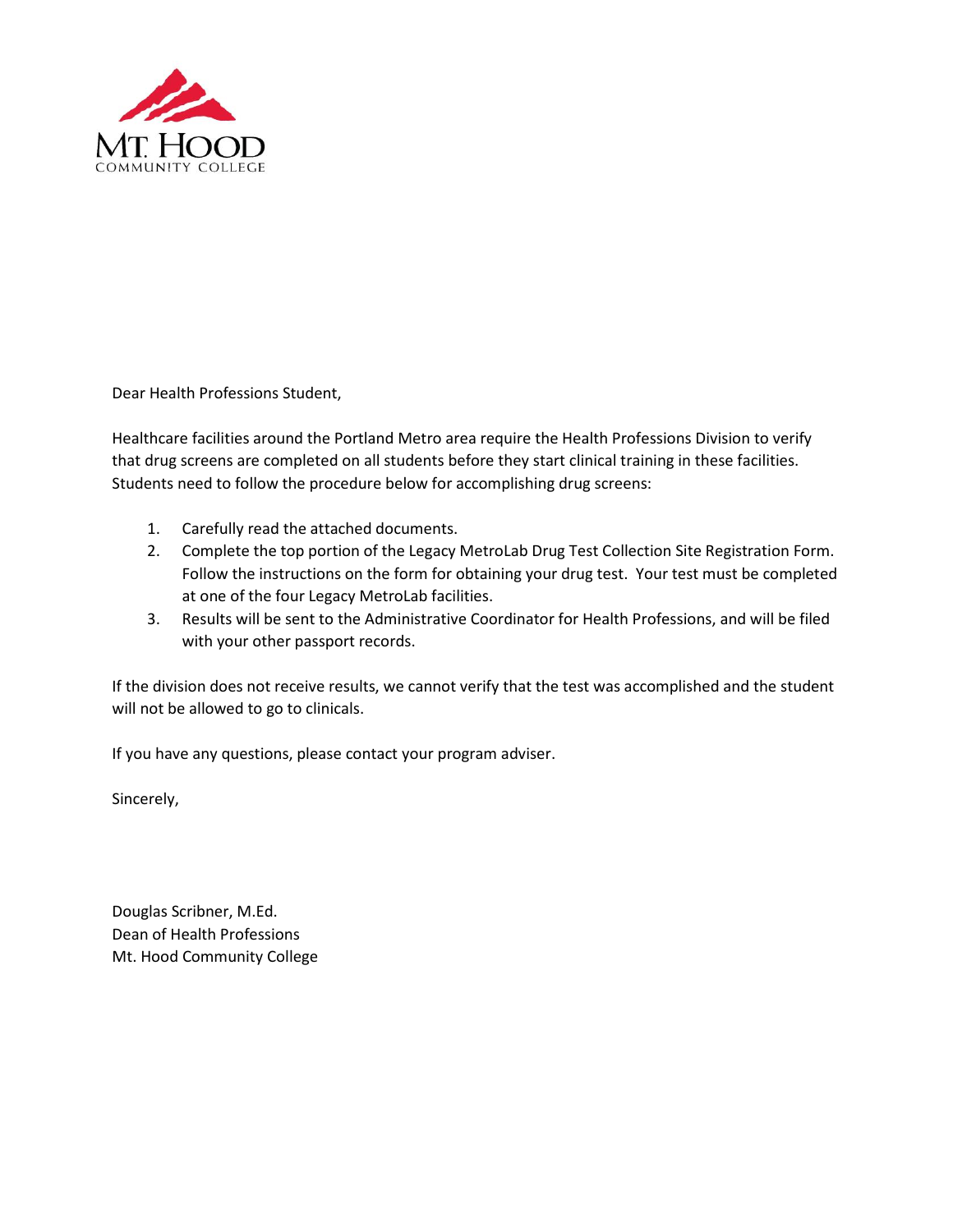Mt. Hood Community College

Dear Health Professions Student,

Healthcare facilities around the Portland Metro area require the Health Professions Division to verify that drug screens are completed on all students before they start clinical training in these facilities. Students need to follow the procedure below for accomplishing drug screens:

1. Carefully read the attached documents.
2. Complete the top portion of the Legacy MetroLab Drug Test Collection Site Registration Form. Follow the instructions on the form for obtaining your drug test. Your test must be completed at one of the four Legacy MetroLab facilities.
3. Results will be sent to the Administrative Coordinator for Health Professions, and will be filed with your other passport records.

If the division does not receive results, we cannot verify that the test was accomplished and the student will not be allowed to go to clinicals.

If you have any questions, please contact your program adviser.

Sincerely,

Douglas Scribner, M.Ed.
Dean of Health Professions
Mt. Hood Community College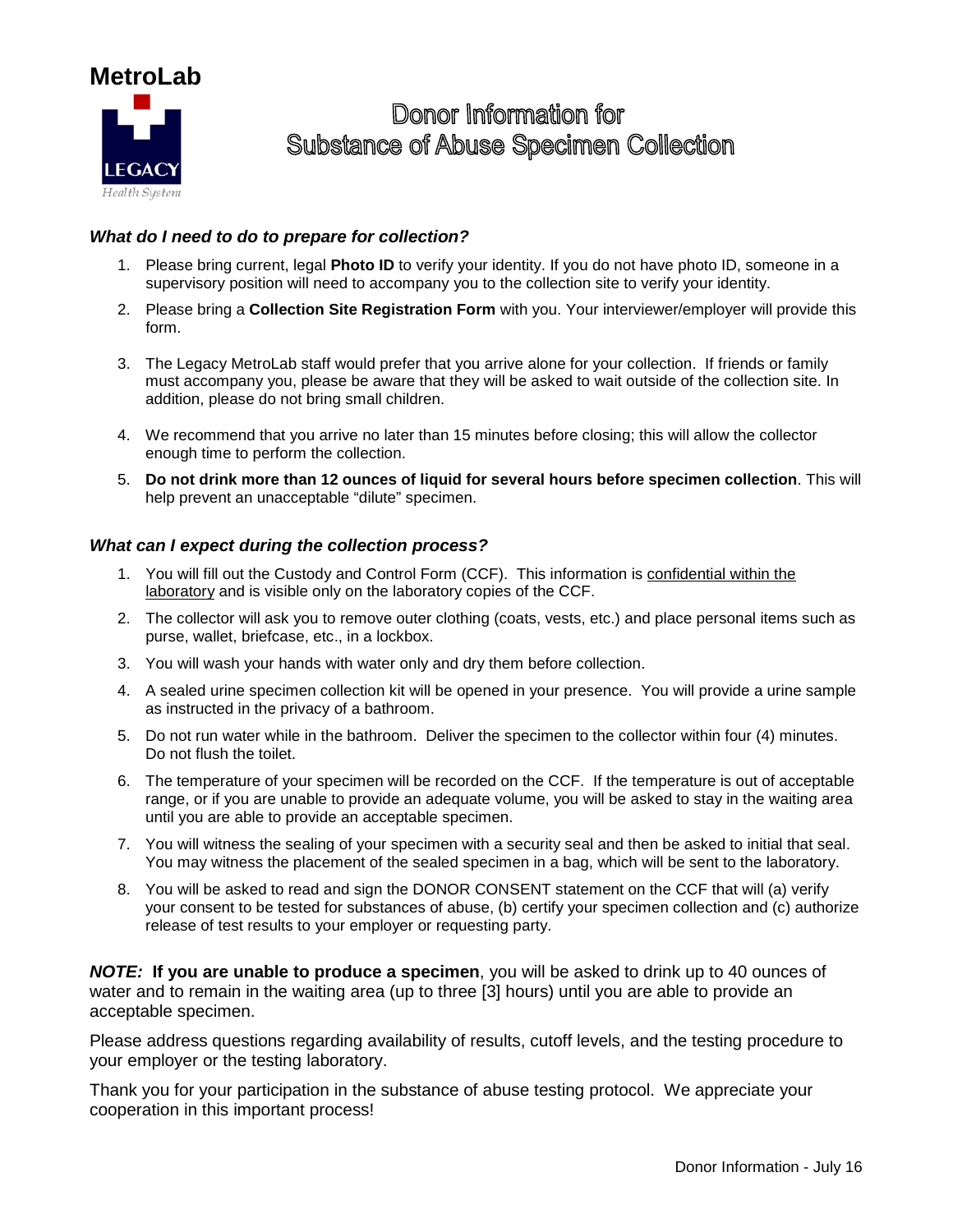# MetroLab

LEGACY
*Health System*

## Donor Information for Substance of Abuse Specimen Collection

### *What do I need to do to prepare for collection?*

1. Please bring current, legal **Photo ID** to verify your identity. If you do not have photo ID, someone in a supervisory position will need to accompany you to the collection site to verify your identity.
2. Please bring a **Collection Site Registration Form** with you. Your interviewer/employer will provide this form.
3. The Legacy MetroLab staff would prefer that you arrive alone for your collection. If friends or family must accompany you, please be aware that they will be asked to wait outside of the collection site. In addition, please do not bring small children.
4. We recommend that you arrive no later than 15 minutes before closing; this will allow the collector enough time to perform the collection.
5. **Do not drink more than 12 ounces of liquid for several hours before specimen collection**. This will help prevent an unacceptable "dilute" specimen.

### *What can I expect during the collection process?*

1. You will fill out the Custody and Control Form (CCF). This information is <u>confidential within the laboratory</u> and is visible only on the laboratory copies of the CCF.
2. The collector will ask you to remove outer clothing (coats, vests, etc.) and place personal items such as purse, wallet, briefcase, etc., in a lockbox.
3. You will wash your hands with water only and dry them before collection.
4. A sealed urine specimen collection kit will be opened in your presence. You will provide a urine sample as instructed in the privacy of a bathroom.
5. Do not run water while in the bathroom. Deliver the specimen to the collector within four (4) minutes. Do not flush the toilet.
6. The temperature of your specimen will be recorded on the CCF. If the temperature is out of acceptable range, or if you are unable to provide an adequate volume, you will be asked to stay in the waiting area until you are able to provide an acceptable specimen.
7. You will witness the sealing of your specimen with a security seal and then be asked to initial that seal. You may witness the placement of the sealed specimen in a bag, which will be sent to the laboratory.
8. You will be asked to read and sign the DONOR CONSENT statement on the CCF that will (a) verify your consent to be tested for substances of abuse, (b) certify your specimen collection and (c) authorize release of test results to your employer or requesting party.

***NOTE:*** **If you are unable to produce a specimen**, you will be asked to drink up to 40 ounces of water and to remain in the waiting area (up to three [3] hours) until you are able to provide an acceptable specimen.

Please address questions regarding availability of results, cutoff levels, and the testing procedure to your employer or the testing laboratory.

Thank you for your participation in the substance of abuse testing protocol. We appreciate your cooperation in this important process!

Donor Information - July 16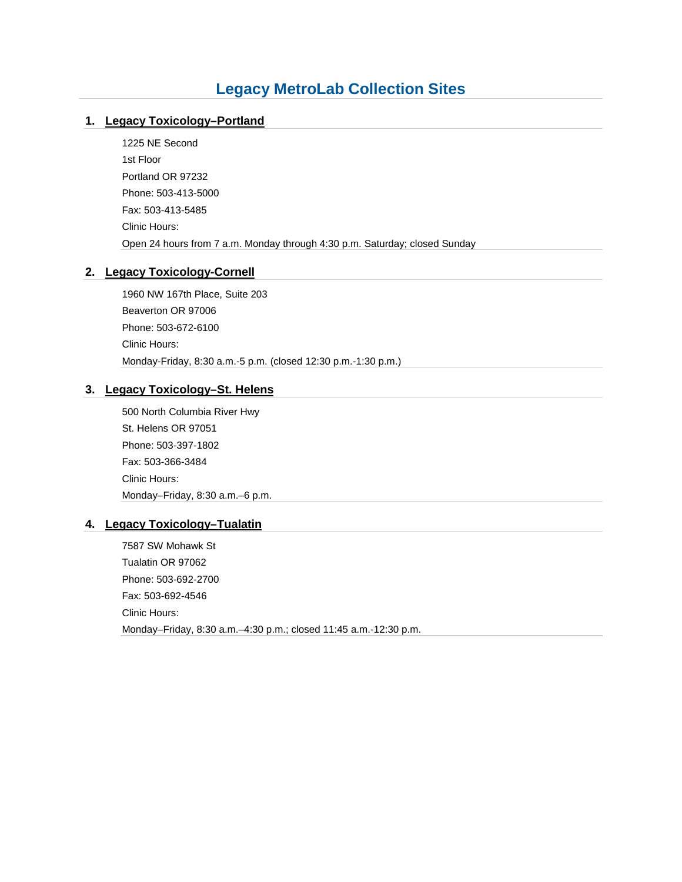# Legacy MetroLab Collection Sites

## 1. Legacy Toxicology–Portland

1225 NE Second

1st Floor

Portland OR 97232

Phone: 503-413-5000

Fax: 503-413-5485

Clinic Hours:

Open 24 hours from 7 a.m. Monday through 4:30 p.m. Saturday; closed Sunday

## 2. Legacy Toxicology-Cornell

1960 NW 167th Place, Suite 203

Beaverton OR 97006

Phone: 503-672-6100

Clinic Hours:

Monday-Friday, 8:30 a.m.-5 p.m. (closed 12:30 p.m.-1:30 p.m.)

## 3. Legacy Toxicology–St. Helens

500 North Columbia River Hwy

St. Helens OR 97051

Phone: 503-397-1802

Fax: 503-366-3484

Clinic Hours:

Monday–Friday, 8:30 a.m.–6 p.m.

## 4. Legacy Toxicology–Tualatin

7587 SW Mohawk St

Tualatin OR 97062

Phone: 503-692-2700

Fax: 503-692-4546

Clinic Hours:

Monday–Friday, 8:30 a.m.–4:30 p.m.; closed 11:45 a.m.-12:30 p.m.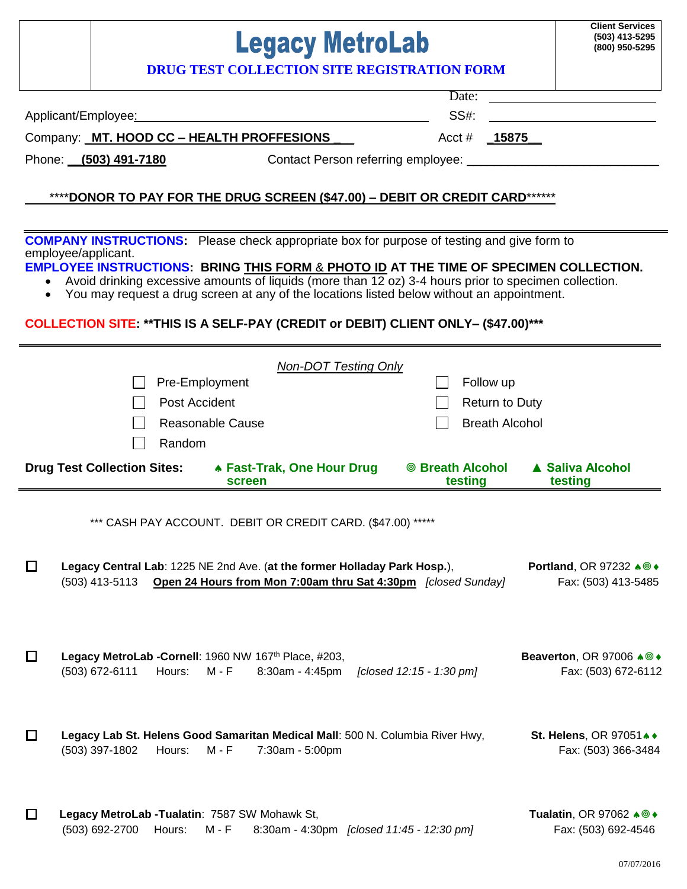# Legacy MetroLab

## DRUG TEST COLLECTION SITE REGISTRATION FORM

Client Services
(503) 413-5295
(800) 950-5295

Date: ____________________

Applicant/Employee: ______________________________ SS#: ____________________

Company: **MT. HOOD CC – HEALTH PROFFESIONS** Acct # **15875**

Phone: **(503) 491-7180** Contact Person referring employee: ____________________

****DONOR TO PAY FOR THE DRUG SCREEN ($47.00) – DEBIT OR CREDIT CARD******

**COMPANY INSTRUCTIONS:** Please check appropriate box for purpose of testing and give form to employee/applicant.

**EMPLOYEE INSTRUCTIONS: BRING THIS FORM & PHOTO ID AT THE TIME OF SPECIMEN COLLECTION.**

- Avoid drinking excessive amounts of liquids (more than 12 oz) 3-4 hours prior to specimen collection.
- You may request a drug screen at any of the locations listed below without an appointment.

**COLLECTION SITE: **THIS IS A SELF-PAY (CREDIT or DEBIT) CLIENT ONLY– ($47.00)*****

*Non-DOT Testing Only*

- ☐ Pre-Employment
- ☐ Post Accident
- ☐ Reasonable Cause
- ☐ Random
- ☐ Follow up
- ☐ Return to Duty
- ☐ Breath Alcohol

**Drug Test Collection Sites:** **♠ Fast-Trak, One Hour Drug screen** **◎ Breath Alcohol testing** **▲ Saliva Alcohol testing**

*** CASH PAY ACCOUNT. DEBIT OR CREDIT CARD. ($47.00) *****

☐ **Legacy Central Lab**: 1225 NE 2nd Ave. (**at the former Holladay Park Hosp.**), **Portland**, OR 97232 ♠◎♦
(503) 413-5113 **Open 24 Hours from Mon 7:00am thru Sat 4:30pm** *[closed Sunday]* Fax: (503) 413-5485

☐ **Legacy MetroLab -Cornell**: 1960 NW 167th Place, #203, **Beaverton**, OR 97006 ♠◎♦
(503) 672-6111 Hours: M - F 8:30am - 4:45pm *[closed 12:15 - 1:30 pm]* Fax: (503) 672-6112

☐ **Legacy Lab St. Helens Good Samaritan Medical Mall**: 500 N. Columbia River Hwy, **St. Helens**, OR 97051♠♦
(503) 397-1802 Hours: M - F 7:30am - 5:00pm Fax: (503) 366-3484

☐ **Legacy MetroLab -Tualatin**: 7587 SW Mohawk St, **Tualatin**, OR 97062 ♠◎♦
(503) 692-2700 Hours: M - F 8:30am - 4:30pm *[closed 11:45 - 12:30 pm]* Fax: (503) 692-4546

07/07/2016